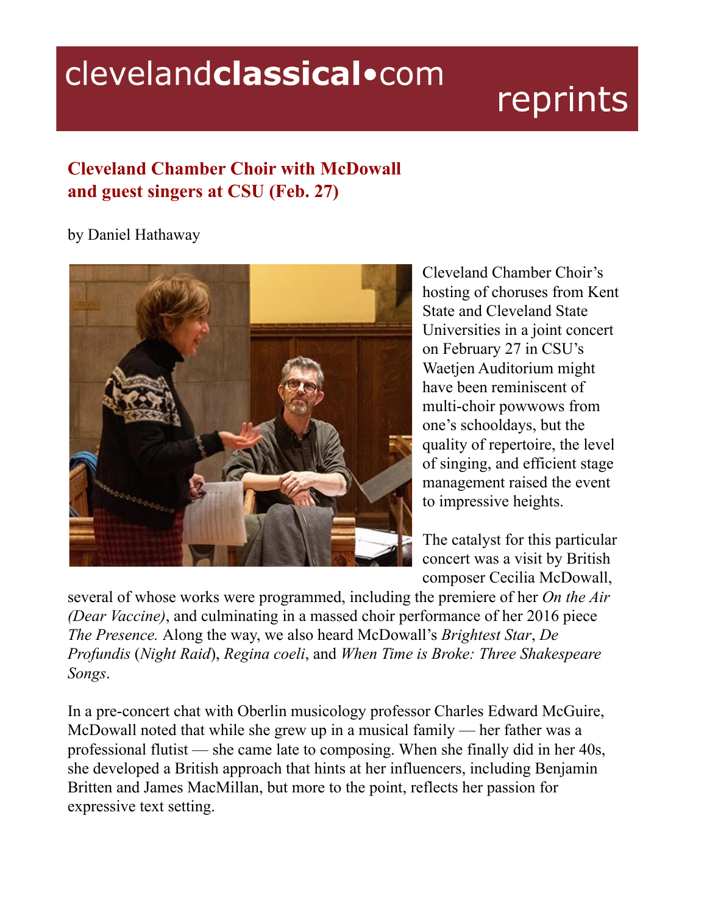clevelandclassical•com reprints

# Cleveland Chamber Choir with McDowall and guest singers at CSU (Feb. 27)

by Daniel Hathaway

Cleveland Chamber Choir's hosting of choruses from Kent State and Cleveland State Universities in a joint concert on February 27 in CSU's Waetjen Auditorium might have been reminiscent of multi-choir powwows from one's schooldays, but the quality of repertoire, the level of singing, and efficient stage management raised the event to impressive heights.

The catalyst for this particular concert was a visit by British composer Cecilia McDowall, several of whose works were programmed, including the premiere of her *On the Air (Dear Vaccine)*, and culminating in a massed choir performance of her 2016 piece *The Presence.* Along the way, we also heard McDowall's *Brightest Star*, *De Profundis* (*Night Raid*), *Regina coeli*, and *When Time is Broke: Three Shakespeare Songs*.

In a pre-concert chat with Oberlin musicology professor Charles Edward McGuire, McDowall noted that while she grew up in a musical family — her father was a professional flutist — she came late to composing. When she finally did in her 40s, she developed a British approach that hints at her influencers, including Benjamin Britten and James MacMillan, but more to the point, reflects her passion for expressive text setting.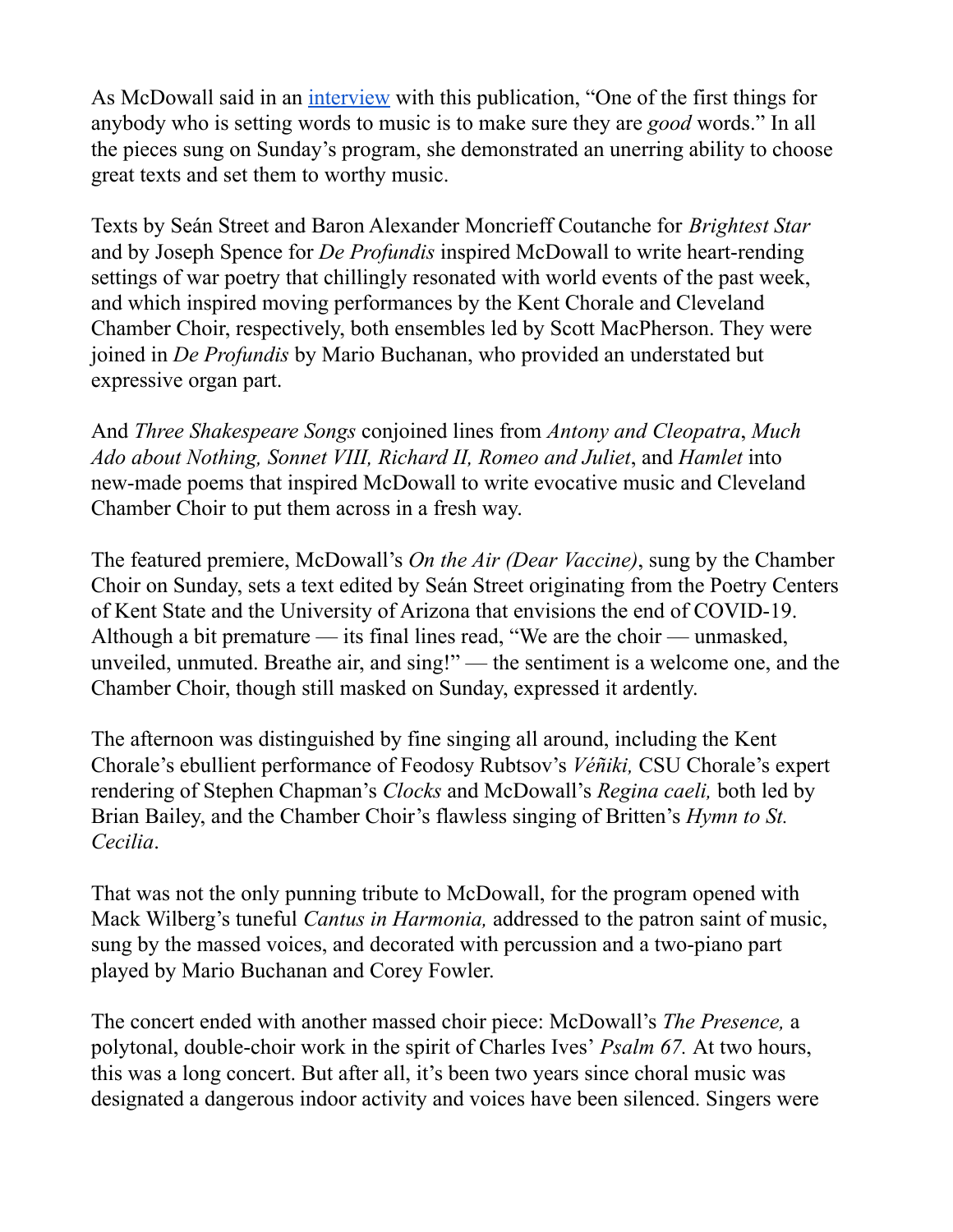As McDowall said in an [interview](#) with this publication, “One of the first things for anybody who is setting words to music is to make sure they are *good* words.” In all the pieces sung on Sunday’s program, she demonstrated an unerring ability to choose great texts and set them to worthy music.

Texts by Seán Street and Baron Alexander Moncrieff Coutanche for *Brightest Star* and by Joseph Spence for *De Profundis* inspired McDowall to write heart-rending settings of war poetry that chillingly resonated with world events of the past week, and which inspired moving performances by the Kent Chorale and Cleveland Chamber Choir, respectively, both ensembles led by Scott MacPherson. They were joined in *De Profundis* by Mario Buchanan, who provided an understated but expressive organ part.

And *Three Shakespeare Songs* conjoined lines from *Antony and Cleopatra*, *Much Ado about Nothing, Sonnet VIII, Richard II, Romeo and Juliet*, and *Hamlet* into new-made poems that inspired McDowall to write evocative music and Cleveland Chamber Choir to put them across in a fresh way.

The featured premiere, McDowall’s *On the Air (Dear Vaccine)*, sung by the Chamber Choir on Sunday, sets a text edited by Seán Street originating from the Poetry Centers of Kent State and the University of Arizona that envisions the end of COVID-19. Although a bit premature — its final lines read, “We are the choir — unmasked, unveiled, unmuted. Breathe air, and sing!” — the sentiment is a welcome one, and the Chamber Choir, though still masked on Sunday, expressed it ardently.

The afternoon was distinguished by fine singing all around, including the Kent Chorale’s ebullient performance of Feodosy Rubtsov’s *Véñiki,* CSU Chorale’s expert rendering of Stephen Chapman’s *Clocks* and McDowall’s *Regina caeli,* both led by Brian Bailey, and the Chamber Choir’s flawless singing of Britten’s *Hymn to St. Cecilia*.

That was not the only punning tribute to McDowall, for the program opened with Mack Wilberg’s tuneful *Cantus in Harmonia,* addressed to the patron saint of music, sung by the massed voices, and decorated with percussion and a two-piano part played by Mario Buchanan and Corey Fowler.

The concert ended with another massed choir piece: McDowall’s *The Presence,* a polytonal, double-choir work in the spirit of Charles Ives’ *Psalm 67.* At two hours, this was a long concert. But after all, it’s been two years since choral music was designated a dangerous indoor activity and voices have been silenced. Singers were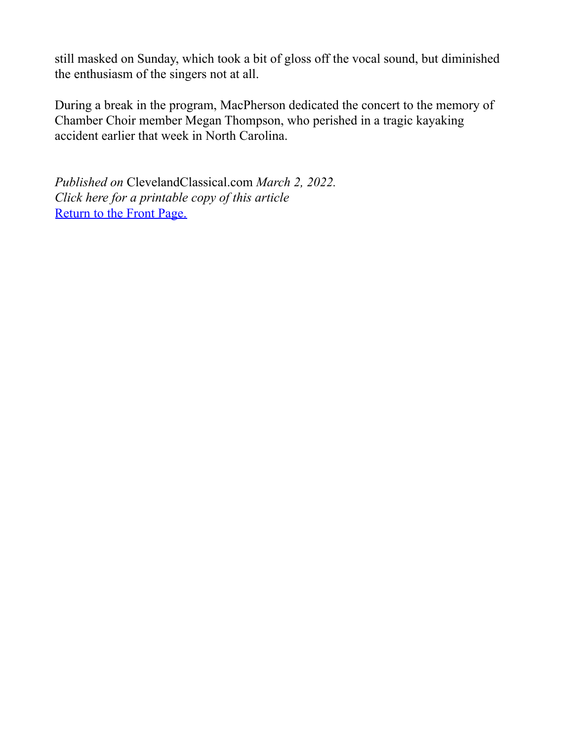still masked on Sunday, which took a bit of gloss off the vocal sound, but diminished the enthusiasm of the singers not at all.

During a break in the program, MacPherson dedicated the concert to the memory of Chamber Choir member Megan Thompson, who perished in a tragic kayaking accident earlier that week in North Carolina.

*Published on* ClevelandClassical.com *March 2, 2022.*
*Click here for a printable copy of this article*
Return to the Front Page.